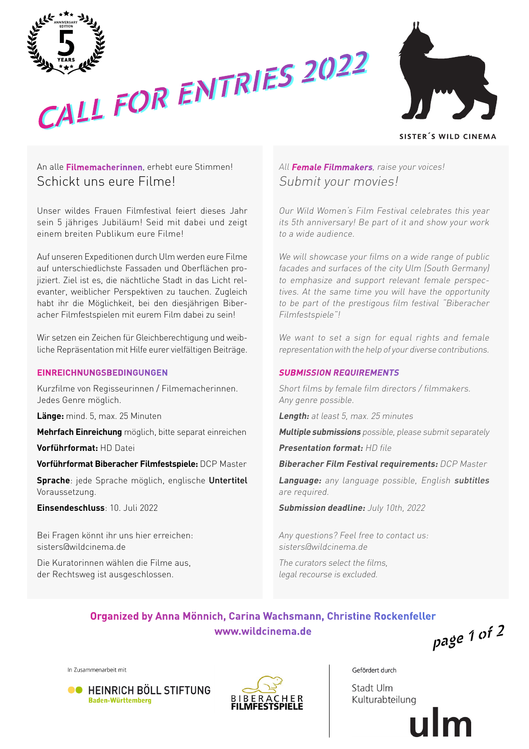ANNIVERSARY EDITION 5 YEARS

# CALL FOR ENTRIES 2022

SISTER´S WILD CINEMA

An alle **Filmemacherinnen**, erhebt eure Stimmen!
Schickt uns eure Filme!

Unser wildes Frauen Filmfestival feiert dieses Jahr sein 5 jähriges Jubiläum! Seid mit dabei und zeigt einem breiten Publikum eure Filme!

Auf unseren Expeditionen durch Ulm werden eure Filme auf unterschiedlichste Fassaden und Oberflächen projiziert. Ziel ist es, die nächtliche Stadt in das Licht relevanter, weiblicher Perspektiven zu tauchen. Zugleich habt ihr die Möglichkeit, bei den diesjährigen Biberacher Filmfestspielen mit eurem Film dabei zu sein!

Wir setzen ein Zeichen für Gleichberechtigung und weibliche Repräsentation mit Hilfe eurer vielfältigen Beiträge.

## EINREICHNUNGSBEDINGUNGEN

Kurzfilme von Regisseurinnen / Filmemacherinnen.
Jedes Genre möglich.

**Länge:** mind. 5, max. 25 Minuten

**Mehrfach Einreichung** möglich, bitte separat einreichen

**Vorführformat:** HD Datei

**Vorführformat Biberacher Filmfestspiele:** DCP Master

**Sprache**: jede Sprache möglich, englische **Untertitel** Voraussetzung.

**Einsendeschluss**: 10. Juli 2022

Bei Fragen könnt ihr uns hier erreichen:
sisters@wildcinema.de

Die Kuratorinnen wählen die Filme aus,
der Rechtsweg ist ausgeschlossen.

*All* ***Female Filmmakers****, raise your voices!*
*Submit your movies!*

*Our Wild Women's Film Festival celebrates this year its 5th anniversary! Be part of it and show your work to a wide audience.*

*We will showcase your films on a wide range of public facades and surfaces of the city Ulm (South Germany) to emphasize and support relevant female perspectives. At the same time you will have the opportunity to be part of the prestigous film festival "Biberacher Filmfestspiele"!*

*We want to set a sign for equal rights and female representation with the help of your diverse contributions.*

## *SUBMISSION REQUIREMENTS*

*Short films by female film directors / filmmakers.*
*Any genre possible.*

***Length:*** *at least 5, max. 25 minutes*

***Multiple submissions*** *possible, please submit separately*

***Presentation format:*** *HD file*

***Biberacher Film Festival requirements:*** *DCP Master*

***Language:*** *any language possible, English* ***subtitles*** *are required.*

***Submission deadline:*** *July 10th, 2022*

*Any questions? Feel free to contact us:*
*sisters@wildcinema.de*

*The curators select the films,*
*legal recourse is excluded.*

**Organized by Anna Mönnich, Carina Wachsmann, Christine Rockenfeller**
**www.wildcinema.de**

In Zusammenarbeit mit

HEINRICH BÖLL STIFTUNG Baden-Württemberg

BIBERACHER FILMFESTSPIELE

Gefördert durch

Stadt Ulm
Kulturabteilung

ulm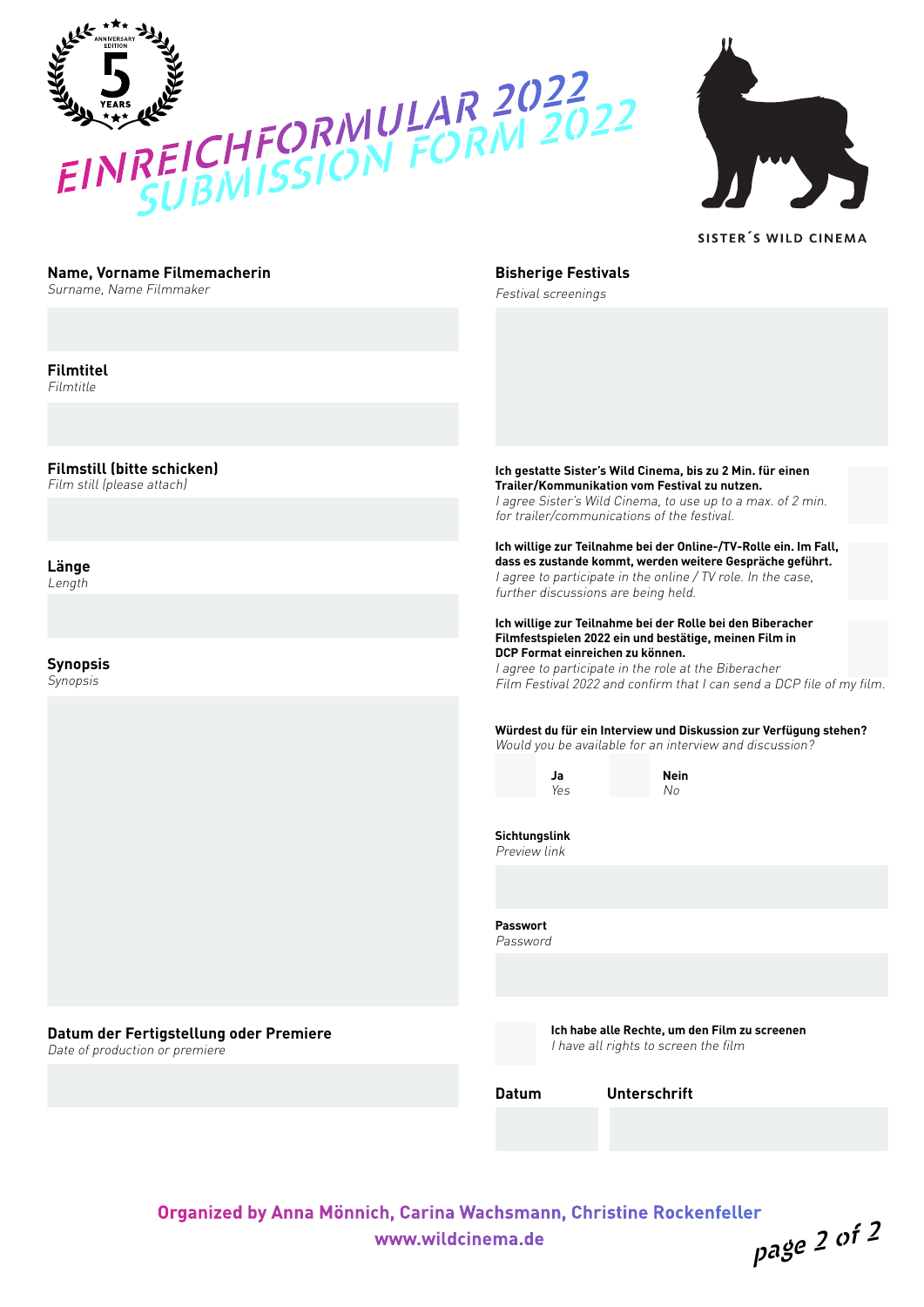5 YEARS ANNIVERSARY EDITION

# EINREICHFORMULAR 2022
# SUBMISSION FORM 2022

SISTER´S WILD CINEMA

**Name, Vorname Filmemacherin**
*Surname, Name Filmmaker*

**Filmtitel**
*Filmtitle*

**Filmstill (bitte schicken)**
*Film still (please attach)*

**Länge**
*Length*

**Synopsis**
*Synopsis*

**Datum der Fertigstellung oder Premiere**
*Date of production or premiere*

**Bisherige Festivals**
*Festival screenings*

**Ich gestatte Sister's Wild Cinema, bis zu 2 Min. für einen Trailer/Kommunikation vom Festival zu nutzen.**
*I agree Sister's Wild Cinema, to use up to a max. of 2 min. for trailer/communications of the festival.*

**Ich willige zur Teilnahme bei der Online-/TV-Rolle ein. Im Fall, dass es zustande kommt, werden weitere Gespräche geführt.**
*I agree to participate in the online / TV role. In the case, further discussions are being held.*

**Ich willige zur Teilnahme bei der Rolle bei den Biberacher Filmfestspielen 2022 ein und bestätige, meinen Film in DCP Format einreichen zu können.**
*I agree to participate in the role at the Biberacher Film Festival 2022 and confirm that I can send a DCP file of my film.*

**Würdest du für ein Interview und Diskussion zur Verfügung stehen?**
*Would you be available for an interview and discussion?*

**Ja** *Yes*

**Nein** *No*

**Sichtungslink**
*Preview link*

**Passwort**
*Password*

**Ich habe alle Rechte, um den Film zu screenen**
*I have all rights to screen the film*

**Datum**

**Unterschrift**

**Organized by Anna Mönnich, Carina Wachsmann, Christine Rockenfeller**
**www.wildcinema.de**